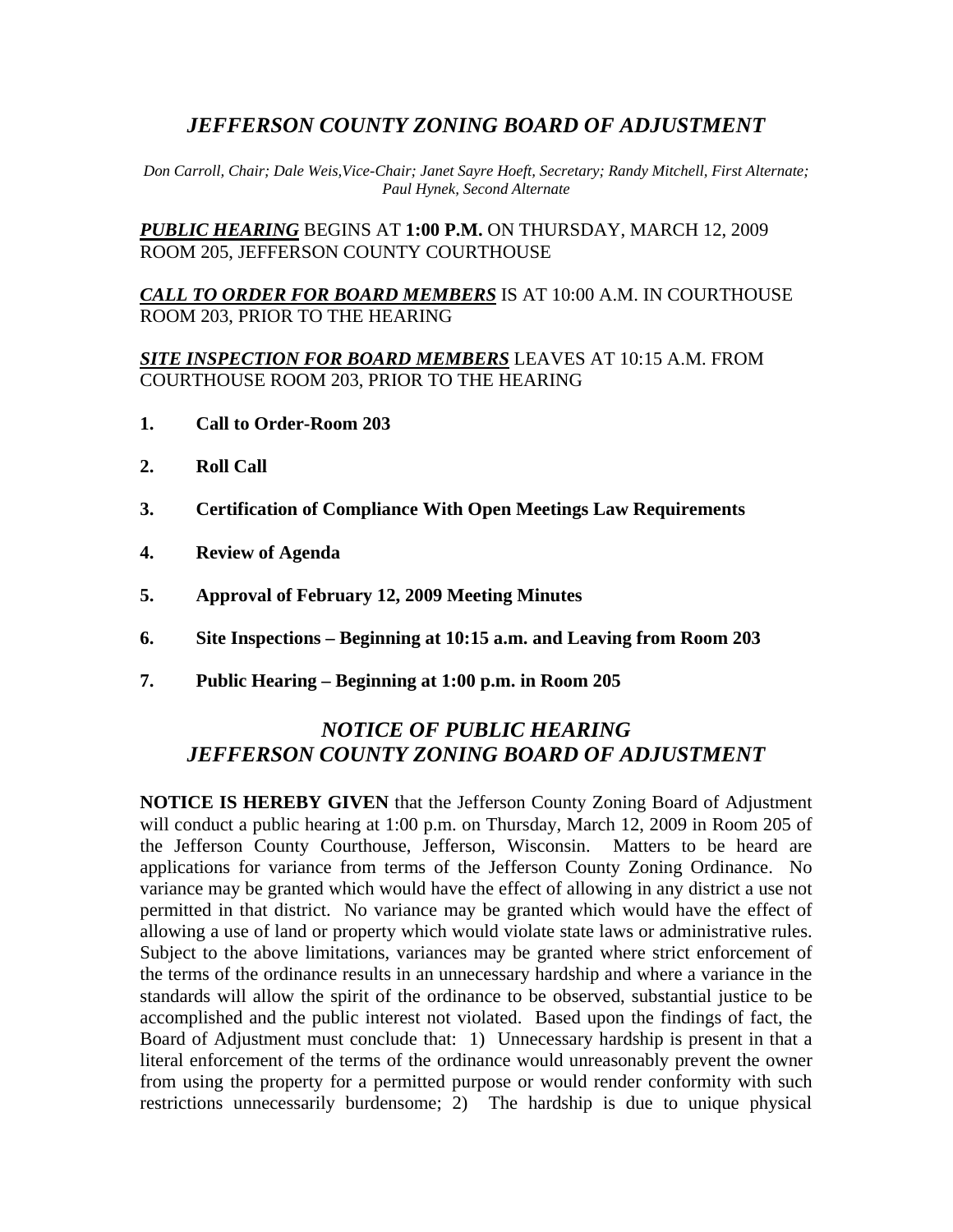# *JEFFERSON COUNTY ZONING BOARD OF ADJUSTMENT*

*Don Carroll, Chair; Dale Weis,Vice-Chair; Janet Sayre Hoeft, Secretary; Randy Mitchell, First Alternate; Paul Hynek, Second Alternate*

***PUBLIC HEARING*** BEGINS AT **1:00 P.M.** ON THURSDAY, MARCH 12, 2009 ROOM 205, JEFFERSON COUNTY COURTHOUSE

***CALL TO ORDER FOR BOARD MEMBERS*** IS AT 10:00 A.M. IN COURTHOUSE ROOM 203, PRIOR TO THE HEARING

***SITE INSPECTION FOR BOARD MEMBERS*** LEAVES AT 10:15 A.M. FROM COURTHOUSE ROOM 203, PRIOR TO THE HEARING

1. **Call to Order-Room 203**
2. **Roll Call**
3. **Certification of Compliance With Open Meetings Law Requirements**
4. **Review of Agenda**
5. **Approval of February 12, 2009 Meeting Minutes**
6. **Site Inspections – Beginning at 10:15 a.m. and Leaving from Room 203**
7. **Public Hearing – Beginning at 1:00 p.m. in Room 205**

## *NOTICE OF PUBLIC HEARING JEFFERSON COUNTY ZONING BOARD OF ADJUSTMENT*

**NOTICE IS HEREBY GIVEN** that the Jefferson County Zoning Board of Adjustment will conduct a public hearing at 1:00 p.m. on Thursday, March 12, 2009 in Room 205 of the Jefferson County Courthouse, Jefferson, Wisconsin. Matters to be heard are applications for variance from terms of the Jefferson County Zoning Ordinance. No variance may be granted which would have the effect of allowing in any district a use not permitted in that district. No variance may be granted which would have the effect of allowing a use of land or property which would violate state laws or administrative rules. Subject to the above limitations, variances may be granted where strict enforcement of the terms of the ordinance results in an unnecessary hardship and where a variance in the standards will allow the spirit of the ordinance to be observed, substantial justice to be accomplished and the public interest not violated. Based upon the findings of fact, the Board of Adjustment must conclude that: 1) Unnecessary hardship is present in that a literal enforcement of the terms of the ordinance would unreasonably prevent the owner from using the property for a permitted purpose or would render conformity with such restrictions unnecessarily burdensome; 2) The hardship is due to unique physical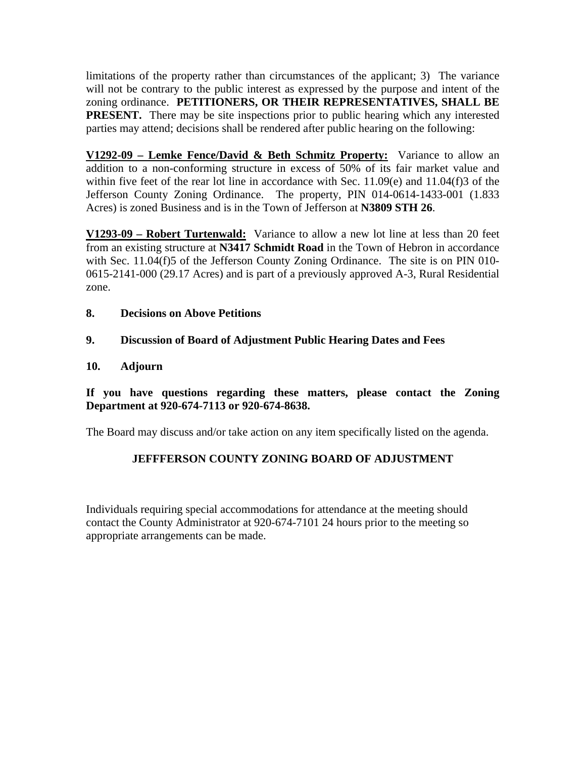limitations of the property rather than circumstances of the applicant; 3) The variance will not be contrary to the public interest as expressed by the purpose and intent of the zoning ordinance. **PETITIONERS, OR THEIR REPRESENTATIVES, SHALL BE PRESENT.** There may be site inspections prior to public hearing which any interested parties may attend; decisions shall be rendered after public hearing on the following:

**V1292-09 – Lemke Fence/David & Beth Schmitz Property:** Variance to allow an addition to a non-conforming structure in excess of 50% of its fair market value and within five feet of the rear lot line in accordance with Sec. 11.09(e) and 11.04(f)3 of the Jefferson County Zoning Ordinance. The property, PIN 014-0614-1433-001 (1.833 Acres) is zoned Business and is in the Town of Jefferson at **N3809 STH 26**.

**V1293-09 – Robert Turtenwald:** Variance to allow a new lot line at less than 20 feet from an existing structure at **N3417 Schmidt Road** in the Town of Hebron in accordance with Sec. 11.04(f)5 of the Jefferson County Zoning Ordinance. The site is on PIN 010-0615-2141-000 (29.17 Acres) and is part of a previously approved A-3, Rural Residential zone.

**8. Decisions on Above Petitions**

**9. Discussion of Board of Adjustment Public Hearing Dates and Fees**

**10. Adjourn**

**If you have questions regarding these matters, please contact the Zoning Department at 920-674-7113 or 920-674-8638.**

The Board may discuss and/or take action on any item specifically listed on the agenda.

**JEFFFERSON COUNTY ZONING BOARD OF ADJUSTMENT**

Individuals requiring special accommodations for attendance at the meeting should contact the County Administrator at 920-674-7101 24 hours prior to the meeting so appropriate arrangements can be made.